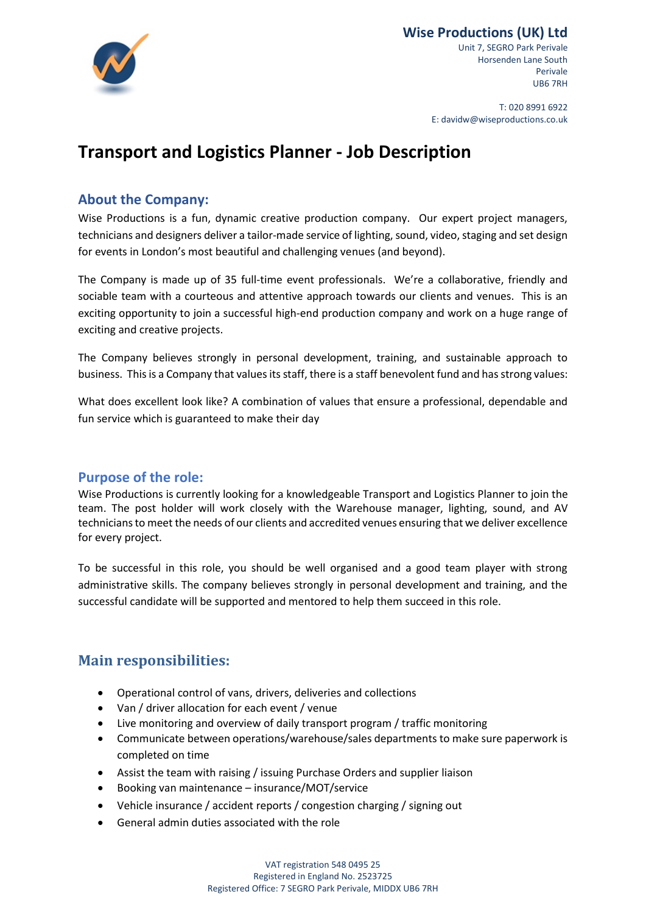**Wise Productions (UK) Ltd**
Unit 7, SEGRO Park Perivale
Horsenden Lane South
Perivale
UB6 7RH

T: 020 8991 6922
E: davidw@wiseproductions.co.uk

# Transport and Logistics Planner - Job Description

## About the Company:

Wise Productions is a fun, dynamic creative production company. Our expert project managers, technicians and designers deliver a tailor-made service of lighting, sound, video, staging and set design for events in London's most beautiful and challenging venues (and beyond).

The Company is made up of 35 full-time event professionals. We're a collaborative, friendly and sociable team with a courteous and attentive approach towards our clients and venues. This is an exciting opportunity to join a successful high-end production company and work on a huge range of exciting and creative projects.

The Company believes strongly in personal development, training, and sustainable approach to business. This is a Company that values its staff, there is a staff benevolent fund and has strong values:

What does excellent look like? A combination of values that ensure a professional, dependable and fun service which is guaranteed to make their day

## Purpose of the role:

Wise Productions is currently looking for a knowledgeable Transport and Logistics Planner to join the team. The post holder will work closely with the Warehouse manager, lighting, sound, and AV technicians to meet the needs of our clients and accredited venues ensuring that we deliver excellence for every project.

To be successful in this role, you should be well organised and a good team player with strong administrative skills. The company believes strongly in personal development and training, and the successful candidate will be supported and mentored to help them succeed in this role.

## Main responsibilities:

- Operational control of vans, drivers, deliveries and collections
- Van / driver allocation for each event / venue
- Live monitoring and overview of daily transport program / traffic monitoring
- Communicate between operations/warehouse/sales departments to make sure paperwork is completed on time
- Assist the team with raising / issuing Purchase Orders and supplier liaison
- Booking van maintenance – insurance/MOT/service
- Vehicle insurance / accident reports / congestion charging / signing out
- General admin duties associated with the role

VAT registration 548 0495 25
Registered in England No. 2523725
Registered Office: 7 SEGRO Park Perivale, MIDDX UB6 7RH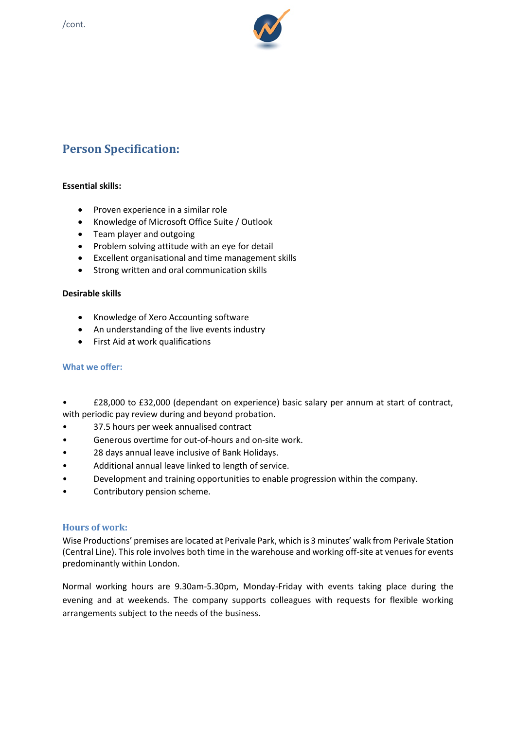/cont.

## Person Specification:

**Essential skills:**

- Proven experience in a similar role
- Knowledge of Microsoft Office Suite / Outlook
- Team player and outgoing
- Problem solving attitude with an eye for detail
- Excellent organisational and time management skills
- Strong written and oral communication skills

**Desirable skills**

- Knowledge of Xero Accounting software
- An understanding of the live events industry
- First Aid at work qualifications

### What we offer:

- £28,000 to £32,000 (dependant on experience) basic salary per annum at start of contract, with periodic pay review during and beyond probation.
- 37.5 hours per week annualised contract
- Generous overtime for out-of-hours and on-site work.
- 28 days annual leave inclusive of Bank Holidays.
- Additional annual leave linked to length of service.
- Development and training opportunities to enable progression within the company.
- Contributory pension scheme.

### Hours of work:

Wise Productions' premises are located at Perivale Park, which is 3 minutes' walk from Perivale Station (Central Line). This role involves both time in the warehouse and working off-site at venues for events predominantly within London.

Normal working hours are 9.30am-5.30pm, Monday-Friday with events taking place during the evening and at weekends. The company supports colleagues with requests for flexible working arrangements subject to the needs of the business.